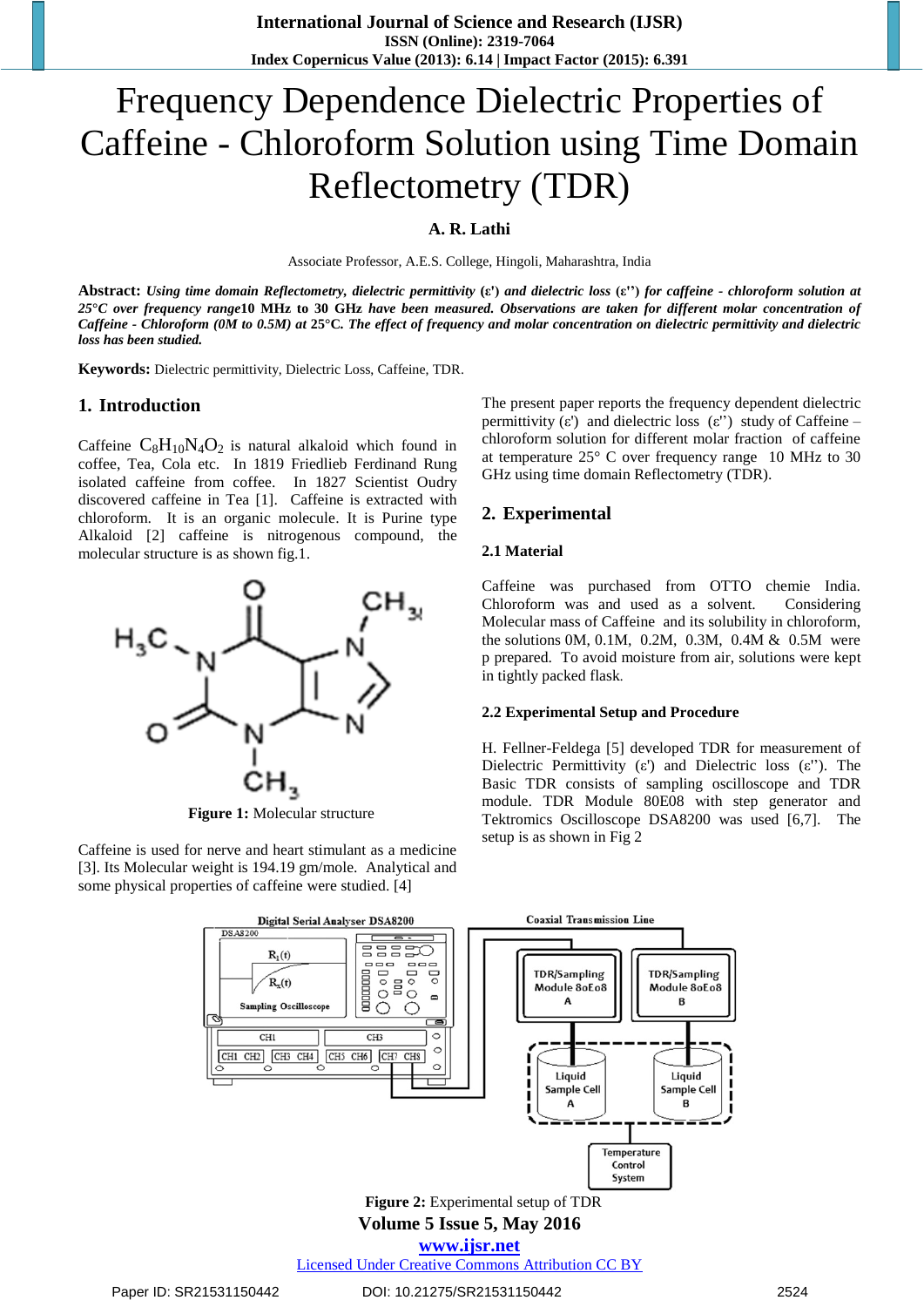# Frequency Dependence Dielectric Properties of Caffeine - Chloroform Solution using Time Domain Reflectometry (TDR)

**A. R. Lathi**

Associate Professor, A.E.S. College, Hingoli, Maharashtra, India

**Abstract:** ***Using time domain Reflectometry, dielectric permittivity (ε') and dielectric loss (ε'') for caffeine - chloroform solution at 25°C over frequency range*10 MHz to 30 GHz *have been measured. Observations are taken for different molar concentration of Caffeine - Chloroform (0M to 0.5M) at* 25°C. *The effect of frequency and molar concentration on dielectric permittivity and dielectric loss has been studied.***

**Keywords:** Dielectric permittivity, Dielectric Loss, Caffeine, TDR.

## 1. Introduction

Caffeine $C_8H_{10}N_4O_2$ is natural alkaloid which found in coffee, Tea, Cola etc. In 1819 Friedlieb Ferdinand Rung isolated caffeine from coffee. In 1827 Scientist Oudry discovered caffeine in Tea [1]. Caffeine is extracted with chloroform. It is an organic molecule. It is Purine type Alkaloid [2] caffeine is nitrogenous compound, the molecular structure is as shown fig.1.

**Figure 1:** Molecular structure

Caffeine is used for nerve and heart stimulant as a medicine [3]. Its Molecular weight is 194.19 gm/mole. Analytical and some physical properties of caffeine were studied. [4]

The present paper reports the frequency dependent dielectric permittivity (ε') and dielectric loss (ε'') study of Caffeine – chloroform solution for different molar fraction of caffeine at temperature 25° C over frequency range 10 MHz to 30 GHz using time domain Reflectometry (TDR).

## 2. Experimental

### 2.1 Material

Caffeine was purchased from OTTO chemie India. Chloroform was and used as a solvent. Considering Molecular mass of Caffeine and its solubility in chloroform, the solutions 0M, 0.1M, 0.2M, 0.3M, 0.4M & 0.5M were p prepared. To avoid moisture from air, solutions were kept in tightly packed flask.

### 2.2 Experimental Setup and Procedure

H. Fellner-Feldega [5] developed TDR for measurement of Dielectric Permittivity (ε') and Dielectric loss (ε''). The Basic TDR consists of sampling oscilloscope and TDR module. TDR Module 80E08 with step generator and Tektromics Oscilloscope DSA8200 was used [6,7]. The setup is as shown in Fig 2

**Figure 2:** Experimental setup of TDR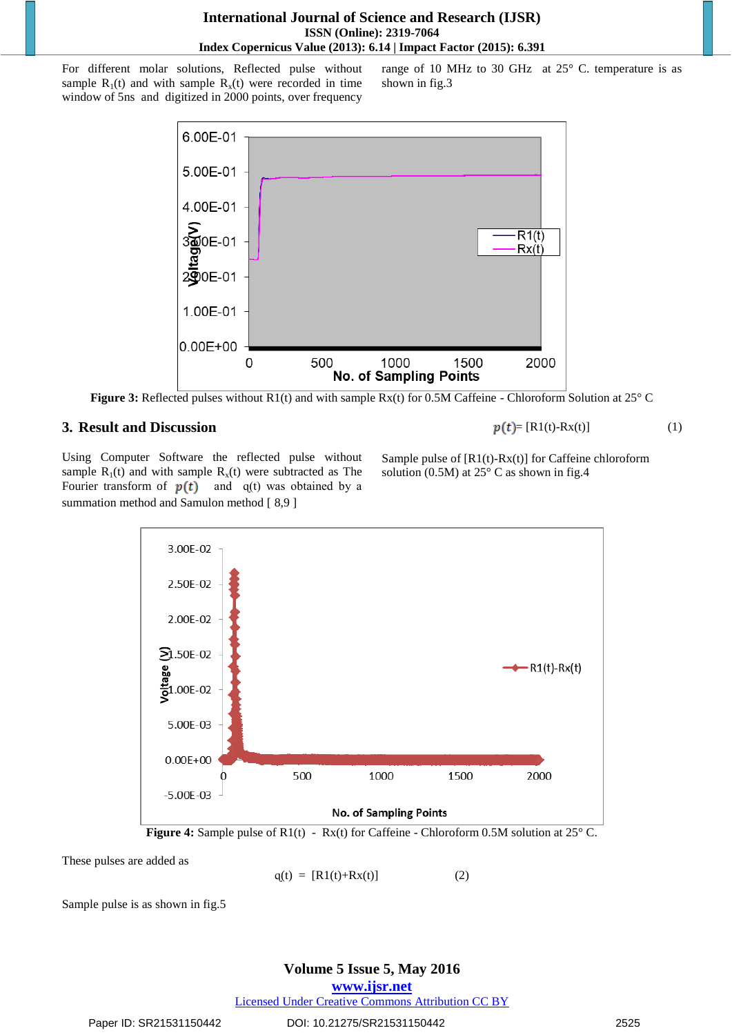For different molar solutions, Reflected pulse without sample $R_1(t)$ and with sample $R_x(t)$ were recorded in time window of 5ns and digitized in 2000 points, over frequency range of 10 MHz to 30 GHz at 25° C. temperature is as shown in fig.3

**Figure 3:** Reflected pulses without R1(t) and with sample Rx(t) for 0.5M Caffeine - Chloroform Solution at 25° C

## 3. Result and Discussion

$$p(t) = [R1(t) - Rx(t)] \quad (1)$$

Using Computer Software the reflected pulse without sample $R_1(t)$ and with sample $R_x(t)$ were subtracted as The Fourier transform of $p(t)$ and q(t) was obtained by a summation method and Samulon method [ 8,9 ]

Sample pulse of [R1(t)-Rx(t)] for Caffeine chloroform solution (0.5M) at 25° C as shown in fig.4

**Figure 4:** Sample pulse of R1(t) - Rx(t) for Caffeine - Chloroform 0.5M solution at 25° C.

These pulses are added as

$$q(t) = [R1(t) + Rx(t)] \quad (2)$$

Sample pulse is as shown in fig.5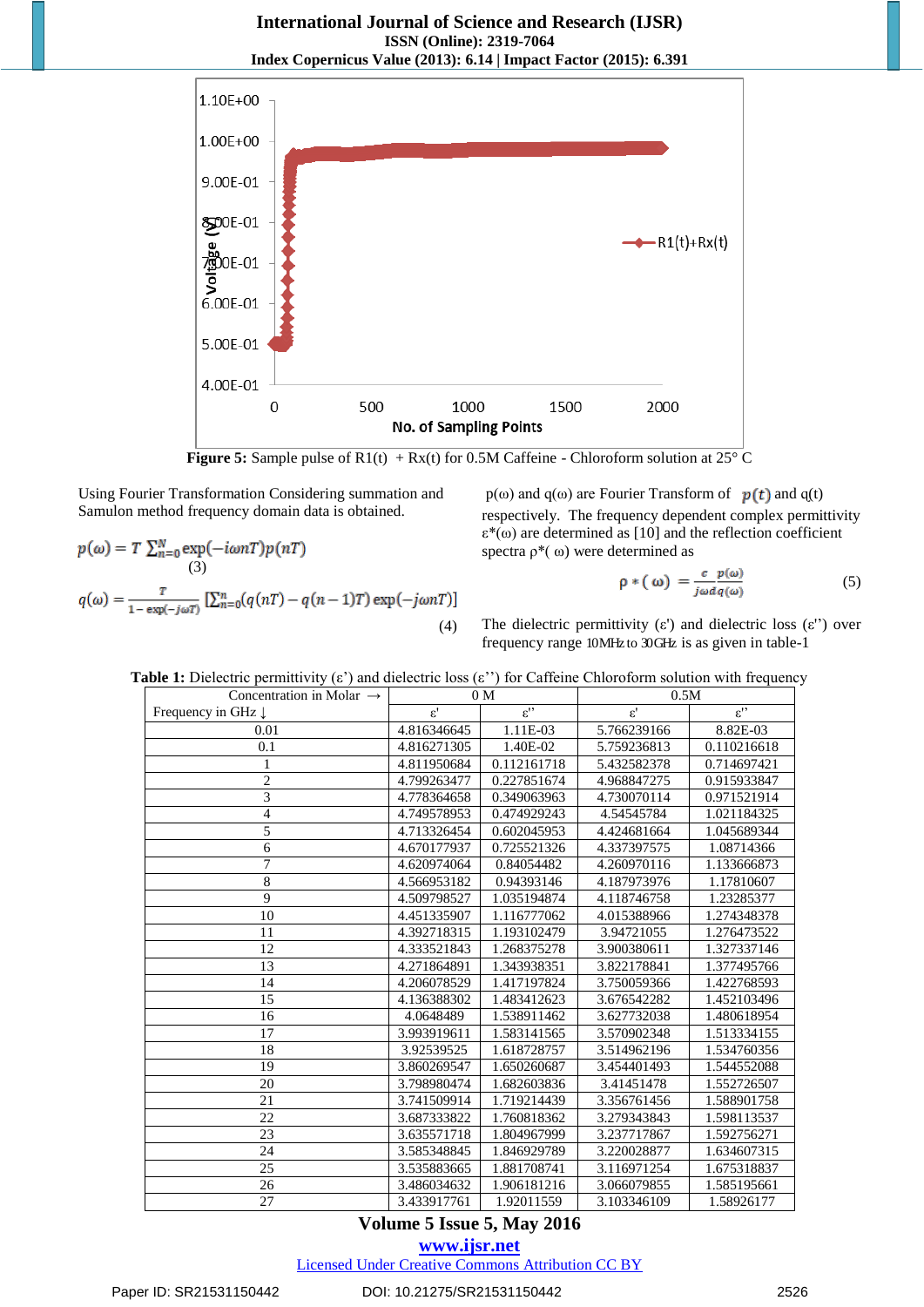Figure 5: Sample pulse of R1(t) + Rx(t) for 0.5M Caffeine - Chloroform solution at 25° C

Using Fourier Transformation Considering summation and Samulon method frequency domain data is obtained.

$$p(\omega) = T \sum_{n=0}^{N} \exp(-i\omega nT) p(nT) \tag{3}$$

$$q(\omega) = \frac{T}{1-\exp(-j\omega T)} \left[\sum_{n=0}^{n} (q(nT) - q(n-1)T) \exp(-j\omega nT)\right] \tag{4}$$

$p(\omega)$ and $q(\omega)$ are Fourier Transform of $p(t)$ and $q(t)$ respectively. The frequency dependent complex permittivity $\varepsilon^*(\omega)$ are determined as [10] and the reflection coefficient spectra $\rho^*(\omega)$ were determined as

$$\rho * (\omega) = \frac{c}{j\omega d} \frac{p(\omega)}{q(\omega)} \tag{5}$$

The dielectric permittivity (ε') and dielectric loss (ε'') over frequency range 10MHz to 30GHz is as given in table-1

**Table 1:** Dielectric permittivity (ε') and dielectric loss (ε'') for Caffeine Chloroform solution with frequency

| Concentration in Molar → | 0 M | | 0.5M | |
|---|---|---|---|---|
| Frequency in GHz ↓ | ε' | ε'' | ε' | ε'' |
| 0.01 | 4.816346645 | 1.11E-03 | 5.766239166 | 8.82E-03 |
| 0.1 | 4.816271305 | 1.40E-02 | 5.759236813 | 0.110216618 |
| 1 | 4.811950684 | 0.112161718 | 5.432582378 | 0.714697421 |
| 2 | 4.799263477 | 0.227851674 | 4.968847275 | 0.915933847 |
| 3 | 4.778364658 | 0.349063963 | 4.730070114 | 0.971521914 |
| 4 | 4.749578953 | 0.474929243 | 4.54545784 | 1.021184325 |
| 5 | 4.713326454 | 0.602045953 | 4.424681664 | 1.045689344 |
| 6 | 4.670177937 | 0.725521326 | 4.337397575 | 1.08714366 |
| 7 | 4.620974064 | 0.84054482 | 4.260970116 | 1.133666873 |
| 8 | 4.566953182 | 0.94393146 | 4.187973976 | 1.17810607 |
| 9 | 4.509798527 | 1.035194874 | 4.118746758 | 1.23285377 |
| 10 | 4.451335907 | 1.116777062 | 4.015388966 | 1.274348378 |
| 11 | 4.392718315 | 1.193102479 | 3.94721055 | 1.276473522 |
| 12 | 4.333521843 | 1.268375278 | 3.900380611 | 1.327337146 |
| 13 | 4.271864891 | 1.343938351 | 3.822178841 | 1.377495766 |
| 14 | 4.206078529 | 1.417197824 | 3.750059366 | 1.422768593 |
| 15 | 4.136388302 | 1.483412623 | 3.676542282 | 1.452103496 |
| 16 | 4.0648489 | 1.538911462 | 3.627732038 | 1.480618954 |
| 17 | 3.993919611 | 1.583141565 | 3.570902348 | 1.513334155 |
| 18 | 3.92539525 | 1.618728757 | 3.514962196 | 1.534760356 |
| 19 | 3.860269547 | 1.650260687 | 3.454401493 | 1.544552088 |
| 20 | 3.798980474 | 1.682603836 | 3.41451478 | 1.552726507 |
| 21 | 3.741509914 | 1.719214439 | 3.356761456 | 1.588901758 |
| 22 | 3.687333822 | 1.760818362 | 3.279343843 | 1.598113537 |
| 23 | 3.635571718 | 1.804967999 | 3.237717867 | 1.592756271 |
| 24 | 3.585348845 | 1.846929789 | 3.220028877 | 1.634607315 |
| 25 | 3.535883665 | 1.881708741 | 3.116971254 | 1.675318837 |
| 26 | 3.486034632 | 1.906181216 | 3.066079855 | 1.585195661 |
| 27 | 3.433917761 | 1.92011559 | 3.103346109 | 1.58926177 |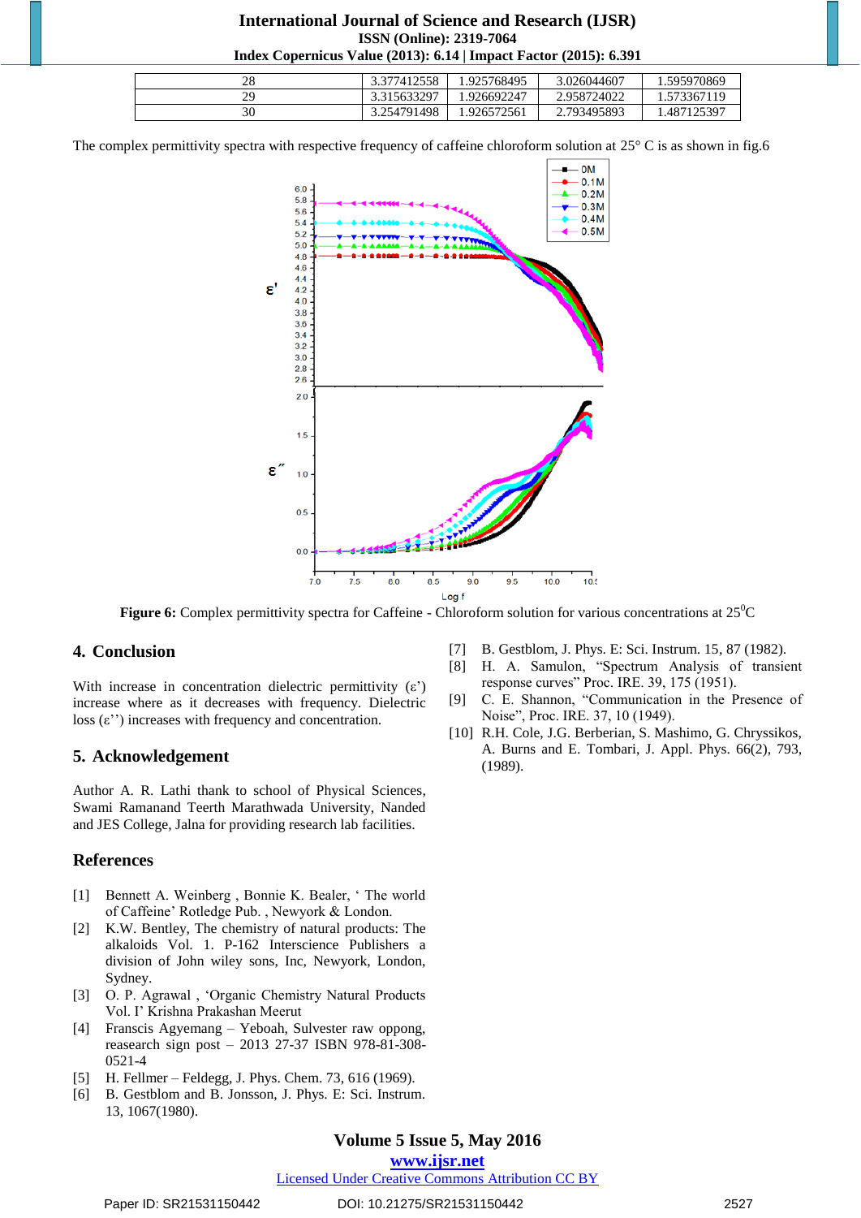| | | | | |
|---|---|---|---|---|
| 28 | 3.377412558 | 1.925768495 | 3.026044607 | 1.595970869 |
| 29 | 3.315633297 | 1.926692247 | 2.958724022 | 1.573367119 |
| 30 | 3.254791498 | 1.926572561 | 2.793495893 | 1.487125397 |

The complex permittivity spectra with respective frequency of caffeine chloroform solution at 25° C is as shown in fig.6

ε'

6.0
5.8
5.6
5.4
5.2
5.0
4.8
4.6
4.4
4.2
4.0
3.8
3.6
3.4
3.2
3.0
2.8
2.6

0M
0.1M
0.2M
0.3M
0.4M
0.5M

ε''

2.0
1.5
1.0
0.5
0.0

7.0
7.5
8.0
8.5
9.0
9.5
10.0
10.5

Log f

**Figure 6:** Complex permittivity spectra for Caffeine - Chloroform solution for various concentrations at 25$^0$C

## 4. Conclusion

With increase in concentration dielectric permittivity (ε') increase where as it decreases with frequency. Dielectric loss (ε'') increases with frequency and concentration.

## 5. Acknowledgement

Author A. R. Lathi thank to school of Physical Sciences, Swami Ramanand Teerth Marathwada University, Nanded and JES College, Jalna for providing research lab facilities.

## References

[1] Bennett A. Weinberg , Bonnie K. Bealer, ' The world of Caffeine' Rotledge Pub. , Newyork & London.

[2] K.W. Bentley, The chemistry of natural products: The alkaloids Vol. 1. P-162 Interscience Publishers a division of John wiley sons, Inc, Newyork, London, Sydney.

[3] O. P. Agrawal , 'Organic Chemistry Natural Products Vol. I' Krishna Prakashan Meerut

[4] Franscis Agyemang – Yeboah, Sulvester raw oppong, reasearch sign post – 2013 27-37 ISBN 978-81-308-0521-4

[5] H. Fellmer – Feldegg, J. Phys. Chem. 73, 616 (1969).

[6] B. Gestblom and B. Jonsson, J. Phys. E: Sci. Instrum. 13, 1067(1980).

[7] B. Gestblom, J. Phys. E: Sci. Instrum. 15, 87 (1982).

[8] H. A. Samulon, "Spectrum Analysis of transient response curves" Proc. IRE. 39, 175 (1951).

[9] C. E. Shannon, "Communication in the Presence of Noise", Proc. IRE. 37, 10 (1949).

[10] R.H. Cole, J.G. Berberian, S. Mashimo, G. Chryssikos, A. Burns and E. Tombari, J. Appl. Phys. 66(2), 793, (1989).